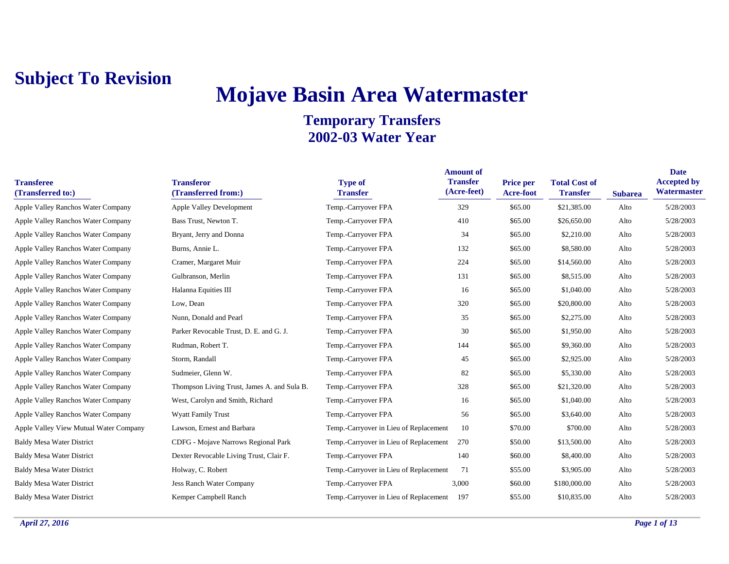**Subject To Revision**

# Mojave Basin Area Watermaster

## Temporary Transfers
## 2002-03 Water Year

| Transferee (Transferred to:) | Transferor (Transferred from:) | Type of Transfer | Amount of Transfer (Acre-feet) | Price per Acre-foot | Total Cost of Transfer | Subarea | Date Accepted by Watermaster |
|---|---|---|---|---|---|---|---|
| Apple Valley Ranchos Water Company | Apple Valley Development | Temp.-Carryover FPA | 329 | $65.00 | $21,385.00 | Alto | 5/28/2003 |
| Apple Valley Ranchos Water Company | Bass Trust, Newton T. | Temp.-Carryover FPA | 410 | $65.00 | $26,650.00 | Alto | 5/28/2003 |
| Apple Valley Ranchos Water Company | Bryant, Jerry and Donna | Temp.-Carryover FPA | 34 | $65.00 | $2,210.00 | Alto | 5/28/2003 |
| Apple Valley Ranchos Water Company | Burns, Annie L. | Temp.-Carryover FPA | 132 | $65.00 | $8,580.00 | Alto | 5/28/2003 |
| Apple Valley Ranchos Water Company | Cramer, Margaret Muir | Temp.-Carryover FPA | 224 | $65.00 | $14,560.00 | Alto | 5/28/2003 |
| Apple Valley Ranchos Water Company | Gulbranson, Merlin | Temp.-Carryover FPA | 131 | $65.00 | $8,515.00 | Alto | 5/28/2003 |
| Apple Valley Ranchos Water Company | Halanna Equities III | Temp.-Carryover FPA | 16 | $65.00 | $1,040.00 | Alto | 5/28/2003 |
| Apple Valley Ranchos Water Company | Low, Dean | Temp.-Carryover FPA | 320 | $65.00 | $20,800.00 | Alto | 5/28/2003 |
| Apple Valley Ranchos Water Company | Nunn, Donald and Pearl | Temp.-Carryover FPA | 35 | $65.00 | $2,275.00 | Alto | 5/28/2003 |
| Apple Valley Ranchos Water Company | Parker Revocable Trust, D. E. and G. J. | Temp.-Carryover FPA | 30 | $65.00 | $1,950.00 | Alto | 5/28/2003 |
| Apple Valley Ranchos Water Company | Rudman, Robert T. | Temp.-Carryover FPA | 144 | $65.00 | $9,360.00 | Alto | 5/28/2003 |
| Apple Valley Ranchos Water Company | Storm, Randall | Temp.-Carryover FPA | 45 | $65.00 | $2,925.00 | Alto | 5/28/2003 |
| Apple Valley Ranchos Water Company | Sudmeier, Glenn W. | Temp.-Carryover FPA | 82 | $65.00 | $5,330.00 | Alto | 5/28/2003 |
| Apple Valley Ranchos Water Company | Thompson Living Trust, James A. and Sula B. | Temp.-Carryover FPA | 328 | $65.00 | $21,320.00 | Alto | 5/28/2003 |
| Apple Valley Ranchos Water Company | West, Carolyn and Smith, Richard | Temp.-Carryover FPA | 16 | $65.00 | $1,040.00 | Alto | 5/28/2003 |
| Apple Valley Ranchos Water Company | Wyatt Family Trust | Temp.-Carryover FPA | 56 | $65.00 | $3,640.00 | Alto | 5/28/2003 |
| Apple Valley View Mutual Water Company | Lawson, Ernest and Barbara | Temp.-Carryover in Lieu of Replacement | 10 | $70.00 | $700.00 | Alto | 5/28/2003 |
| Baldy Mesa Water District | CDFG - Mojave Narrows Regional Park | Temp.-Carryover in Lieu of Replacement | 270 | $50.00 | $13,500.00 | Alto | 5/28/2003 |
| Baldy Mesa Water District | Dexter Revocable Living Trust, Clair F. | Temp.-Carryover FPA | 140 | $60.00 | $8,400.00 | Alto | 5/28/2003 |
| Baldy Mesa Water District | Holway, C. Robert | Temp.-Carryover in Lieu of Replacement | 71 | $55.00 | $3,905.00 | Alto | 5/28/2003 |
| Baldy Mesa Water District | Jess Ranch Water Company | Temp.-Carryover FPA | 3,000 | $60.00 | $180,000.00 | Alto | 5/28/2003 |
| Baldy Mesa Water District | Kemper Campbell Ranch | Temp.-Carryover in Lieu of Replacement | 197 | $55.00 | $10,835.00 | Alto | 5/28/2003 |

*April 27, 2016*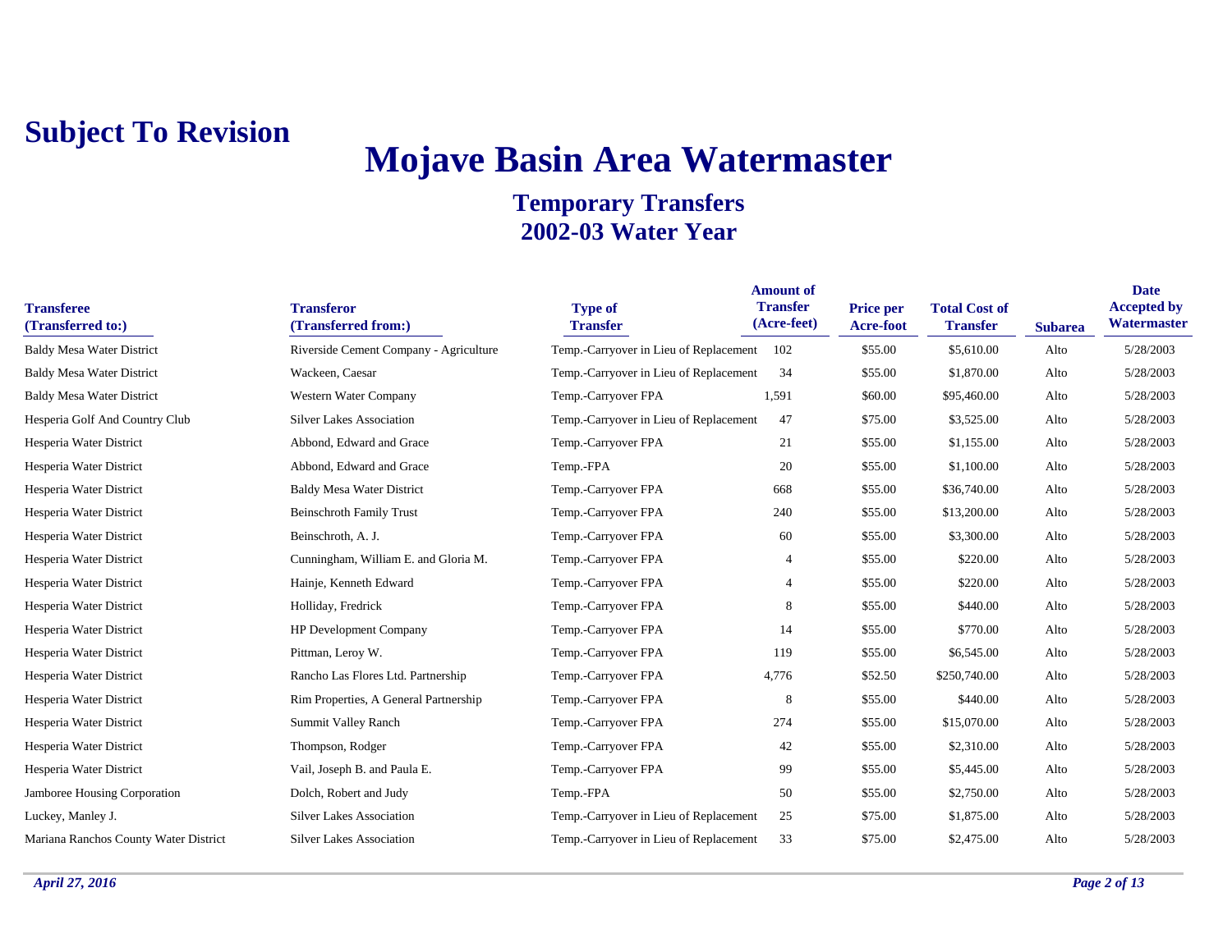# Subject To Revision

# Mojave Basin Area Watermaster

## Temporary Transfers
## 2002-03 Water Year

| Transferee (Transferred to:) | Transferor (Transferred from:) | Type of Transfer | Amount of Transfer (Acre-feet) | Price per Acre-foot | Total Cost of Transfer | Subarea | Date Accepted by Watermaster |
|---|---|---|---|---|---|---|---|
| Baldy Mesa Water District | Riverside Cement Company - Agriculture | Temp.-Carryover in Lieu of Replacement | 102 | $55.00 | $5,610.00 | Alto | 5/28/2003 |
| Baldy Mesa Water District | Wackeen, Caesar | Temp.-Carryover in Lieu of Replacement | 34 | $55.00 | $1,870.00 | Alto | 5/28/2003 |
| Baldy Mesa Water District | Western Water Company | Temp.-Carryover FPA | 1,591 | $60.00 | $95,460.00 | Alto | 5/28/2003 |
| Hesperia Golf And Country Club | Silver Lakes Association | Temp.-Carryover in Lieu of Replacement | 47 | $75.00 | $3,525.00 | Alto | 5/28/2003 |
| Hesperia Water District | Abbond, Edward and Grace | Temp.-Carryover FPA | 21 | $55.00 | $1,155.00 | Alto | 5/28/2003 |
| Hesperia Water District | Abbond, Edward and Grace | Temp.-FPA | 20 | $55.00 | $1,100.00 | Alto | 5/28/2003 |
| Hesperia Water District | Baldy Mesa Water District | Temp.-Carryover FPA | 668 | $55.00 | $36,740.00 | Alto | 5/28/2003 |
| Hesperia Water District | Beinschroth Family Trust | Temp.-Carryover FPA | 240 | $55.00 | $13,200.00 | Alto | 5/28/2003 |
| Hesperia Water District | Beinschroth, A. J. | Temp.-Carryover FPA | 60 | $55.00 | $3,300.00 | Alto | 5/28/2003 |
| Hesperia Water District | Cunningham, William E. and Gloria M. | Temp.-Carryover FPA | 4 | $55.00 | $220.00 | Alto | 5/28/2003 |
| Hesperia Water District | Hainje, Kenneth Edward | Temp.-Carryover FPA | 4 | $55.00 | $220.00 | Alto | 5/28/2003 |
| Hesperia Water District | Holliday, Fredrick | Temp.-Carryover FPA | 8 | $55.00 | $440.00 | Alto | 5/28/2003 |
| Hesperia Water District | HP Development Company | Temp.-Carryover FPA | 14 | $55.00 | $770.00 | Alto | 5/28/2003 |
| Hesperia Water District | Pittman, Leroy W. | Temp.-Carryover FPA | 119 | $55.00 | $6,545.00 | Alto | 5/28/2003 |
| Hesperia Water District | Rancho Las Flores Ltd. Partnership | Temp.-Carryover FPA | 4,776 | $52.50 | $250,740.00 | Alto | 5/28/2003 |
| Hesperia Water District | Rim Properties, A General Partnership | Temp.-Carryover FPA | 8 | $55.00 | $440.00 | Alto | 5/28/2003 |
| Hesperia Water District | Summit Valley Ranch | Temp.-Carryover FPA | 274 | $55.00 | $15,070.00 | Alto | 5/28/2003 |
| Hesperia Water District | Thompson, Rodger | Temp.-Carryover FPA | 42 | $55.00 | $2,310.00 | Alto | 5/28/2003 |
| Hesperia Water District | Vail, Joseph B. and Paula E. | Temp.-Carryover FPA | 99 | $55.00 | $5,445.00 | Alto | 5/28/2003 |
| Jamboree Housing Corporation | Dolch, Robert and Judy | Temp.-FPA | 50 | $55.00 | $2,750.00 | Alto | 5/28/2003 |
| Luckey, Manley J. | Silver Lakes Association | Temp.-Carryover in Lieu of Replacement | 25 | $75.00 | $1,875.00 | Alto | 5/28/2003 |
| Mariana Ranchos County Water District | Silver Lakes Association | Temp.-Carryover in Lieu of Replacement | 33 | $75.00 | $2,475.00 | Alto | 5/28/2003 |

*April 27, 2016*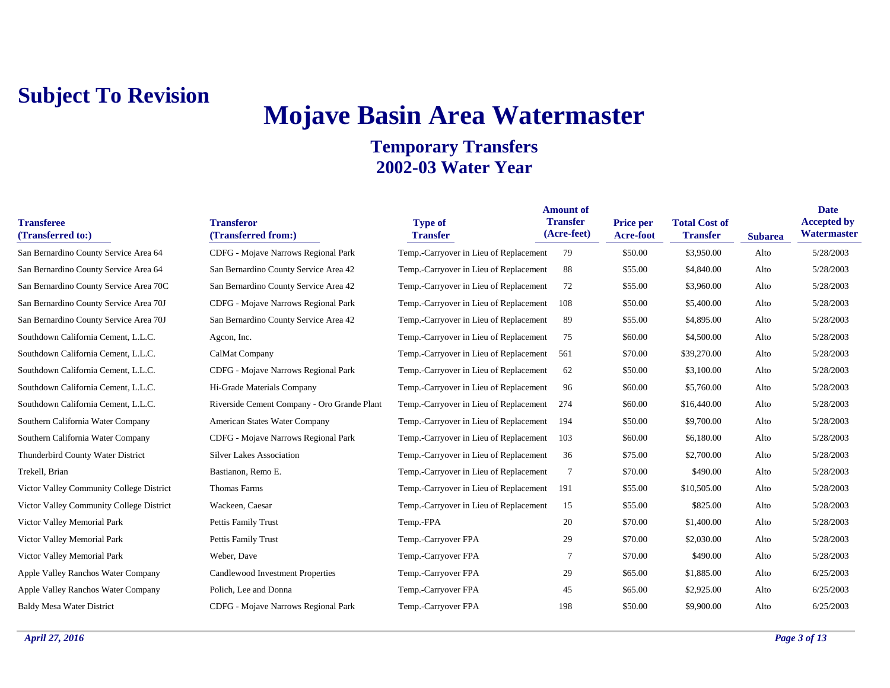**Subject To Revision**

# Mojave Basin Area Watermaster

## Temporary Transfers
## 2002-03 Water Year

| Transferee (Transferred to:) | Transferor (Transferred from:) | Type of Transfer | Amount of Transfer (Acre-feet) | Price per Acre-foot | Total Cost of Transfer | Subarea | Date Accepted by Watermaster |
|---|---|---|---|---|---|---|---|
| San Bernardino County Service Area 64 | CDFG - Mojave Narrows Regional Park | Temp.-Carryover in Lieu of Replacement | 79 | $50.00 | $3,950.00 | Alto | 5/28/2003 |
| San Bernardino County Service Area 64 | San Bernardino County Service Area 42 | Temp.-Carryover in Lieu of Replacement | 88 | $55.00 | $4,840.00 | Alto | 5/28/2003 |
| San Bernardino County Service Area 70C | San Bernardino County Service Area 42 | Temp.-Carryover in Lieu of Replacement | 72 | $55.00 | $3,960.00 | Alto | 5/28/2003 |
| San Bernardino County Service Area 70J | CDFG - Mojave Narrows Regional Park | Temp.-Carryover in Lieu of Replacement | 108 | $50.00 | $5,400.00 | Alto | 5/28/2003 |
| San Bernardino County Service Area 70J | San Bernardino County Service Area 42 | Temp.-Carryover in Lieu of Replacement | 89 | $55.00 | $4,895.00 | Alto | 5/28/2003 |
| Southdown California Cement, L.L.C. | Agcon, Inc. | Temp.-Carryover in Lieu of Replacement | 75 | $60.00 | $4,500.00 | Alto | 5/28/2003 |
| Southdown California Cement, L.L.C. | CalMat Company | Temp.-Carryover in Lieu of Replacement | 561 | $70.00 | $39,270.00 | Alto | 5/28/2003 |
| Southdown California Cement, L.L.C. | CDFG - Mojave Narrows Regional Park | Temp.-Carryover in Lieu of Replacement | 62 | $50.00 | $3,100.00 | Alto | 5/28/2003 |
| Southdown California Cement, L.L.C. | Hi-Grade Materials Company | Temp.-Carryover in Lieu of Replacement | 96 | $60.00 | $5,760.00 | Alto | 5/28/2003 |
| Southdown California Cement, L.L.C. | Riverside Cement Company - Oro Grande Plant | Temp.-Carryover in Lieu of Replacement | 274 | $60.00 | $16,440.00 | Alto | 5/28/2003 |
| Southern California Water Company | American States Water Company | Temp.-Carryover in Lieu of Replacement | 194 | $50.00 | $9,700.00 | Alto | 5/28/2003 |
| Southern California Water Company | CDFG - Mojave Narrows Regional Park | Temp.-Carryover in Lieu of Replacement | 103 | $60.00 | $6,180.00 | Alto | 5/28/2003 |
| Thunderbird County Water District | Silver Lakes Association | Temp.-Carryover in Lieu of Replacement | 36 | $75.00 | $2,700.00 | Alto | 5/28/2003 |
| Trekell, Brian | Bastianon, Remo E. | Temp.-Carryover in Lieu of Replacement | 7 | $70.00 | $490.00 | Alto | 5/28/2003 |
| Victor Valley Community College District | Thomas Farms | Temp.-Carryover in Lieu of Replacement | 191 | $55.00 | $10,505.00 | Alto | 5/28/2003 |
| Victor Valley Community College District | Wackeen, Caesar | Temp.-Carryover in Lieu of Replacement | 15 | $55.00 | $825.00 | Alto | 5/28/2003 |
| Victor Valley Memorial Park | Pettis Family Trust | Temp.-FPA | 20 | $70.00 | $1,400.00 | Alto | 5/28/2003 |
| Victor Valley Memorial Park | Pettis Family Trust | Temp.-Carryover FPA | 29 | $70.00 | $2,030.00 | Alto | 5/28/2003 |
| Victor Valley Memorial Park | Weber, Dave | Temp.-Carryover FPA | 7 | $70.00 | $490.00 | Alto | 5/28/2003 |
| Apple Valley Ranchos Water Company | Candlewood Investment Properties | Temp.-Carryover FPA | 29 | $65.00 | $1,885.00 | Alto | 6/25/2003 |
| Apple Valley Ranchos Water Company | Polich, Lee and Donna | Temp.-Carryover FPA | 45 | $65.00 | $2,925.00 | Alto | 6/25/2003 |
| Baldy Mesa Water District | CDFG - Mojave Narrows Regional Park | Temp.-Carryover FPA | 198 | $50.00 | $9,900.00 | Alto | 6/25/2003 |

*April 27, 2016*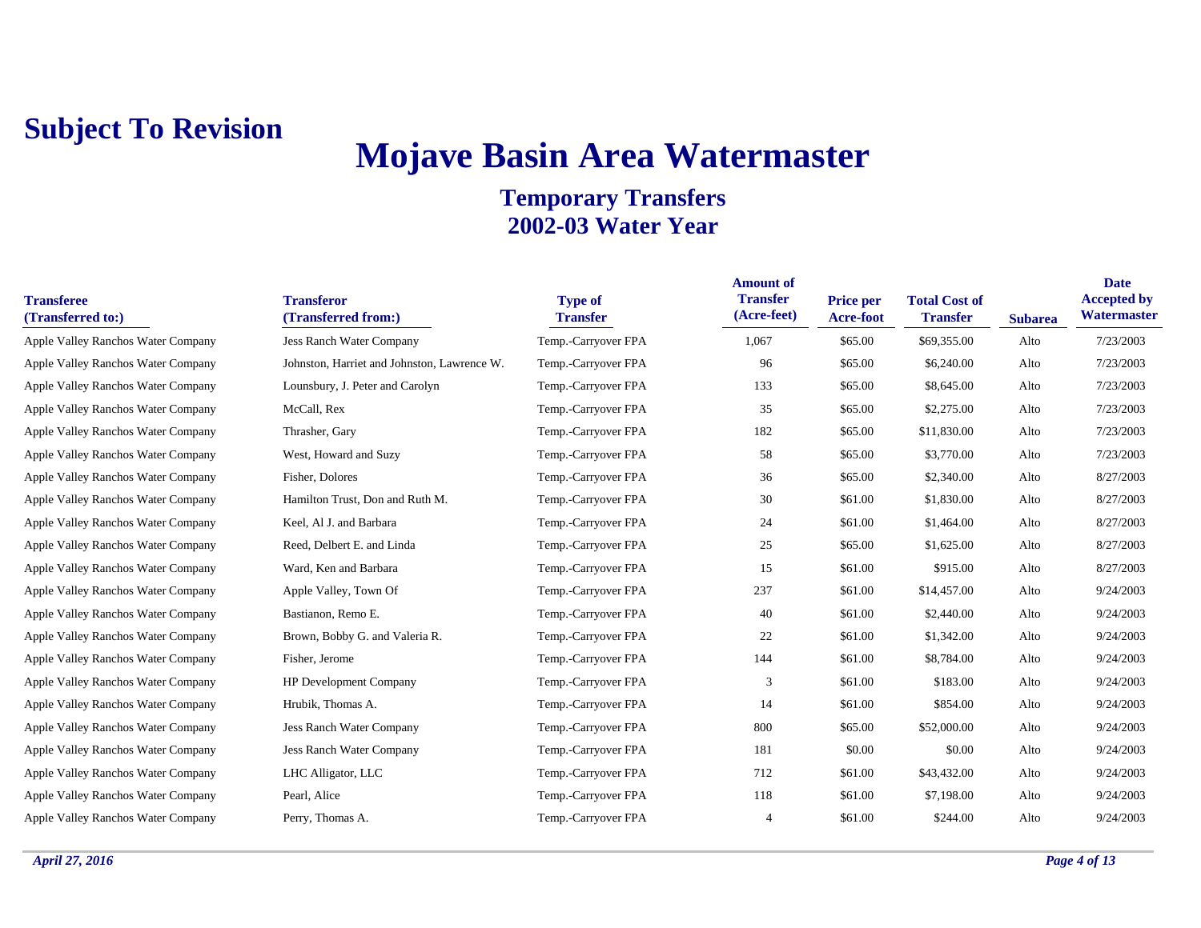**Subject To Revision**

# Mojave Basin Area Watermaster

## Temporary Transfers
## 2002-03 Water Year

| Transferee (Transferred to:) | Transferor (Transferred from:) | Type of Transfer | Amount of Transfer (Acre-feet) | Price per Acre-foot | Total Cost of Transfer | Subarea | Date Accepted by Watermaster |
|---|---|---|---|---|---|---|---|
| Apple Valley Ranchos Water Company | Jess Ranch Water Company | Temp.-Carryover FPA | 1,067 | $65.00 | $69,355.00 | Alto | 7/23/2003 |
| Apple Valley Ranchos Water Company | Johnston, Harriet and Johnston, Lawrence W. | Temp.-Carryover FPA | 96 | $65.00 | $6,240.00 | Alto | 7/23/2003 |
| Apple Valley Ranchos Water Company | Lounsbury, J. Peter and Carolyn | Temp.-Carryover FPA | 133 | $65.00 | $8,645.00 | Alto | 7/23/2003 |
| Apple Valley Ranchos Water Company | McCall, Rex | Temp.-Carryover FPA | 35 | $65.00 | $2,275.00 | Alto | 7/23/2003 |
| Apple Valley Ranchos Water Company | Thrasher, Gary | Temp.-Carryover FPA | 182 | $65.00 | $11,830.00 | Alto | 7/23/2003 |
| Apple Valley Ranchos Water Company | West, Howard and Suzy | Temp.-Carryover FPA | 58 | $65.00 | $3,770.00 | Alto | 7/23/2003 |
| Apple Valley Ranchos Water Company | Fisher, Dolores | Temp.-Carryover FPA | 36 | $65.00 | $2,340.00 | Alto | 8/27/2003 |
| Apple Valley Ranchos Water Company | Hamilton Trust, Don and Ruth M. | Temp.-Carryover FPA | 30 | $61.00 | $1,830.00 | Alto | 8/27/2003 |
| Apple Valley Ranchos Water Company | Keel, Al J. and Barbara | Temp.-Carryover FPA | 24 | $61.00 | $1,464.00 | Alto | 8/27/2003 |
| Apple Valley Ranchos Water Company | Reed, Delbert E. and Linda | Temp.-Carryover FPA | 25 | $65.00 | $1,625.00 | Alto | 8/27/2003 |
| Apple Valley Ranchos Water Company | Ward, Ken and Barbara | Temp.-Carryover FPA | 15 | $61.00 | $915.00 | Alto | 8/27/2003 |
| Apple Valley Ranchos Water Company | Apple Valley, Town Of | Temp.-Carryover FPA | 237 | $61.00 | $14,457.00 | Alto | 9/24/2003 |
| Apple Valley Ranchos Water Company | Bastianon, Remo E. | Temp.-Carryover FPA | 40 | $61.00 | $2,440.00 | Alto | 9/24/2003 |
| Apple Valley Ranchos Water Company | Brown, Bobby G. and Valeria R. | Temp.-Carryover FPA | 22 | $61.00 | $1,342.00 | Alto | 9/24/2003 |
| Apple Valley Ranchos Water Company | Fisher, Jerome | Temp.-Carryover FPA | 144 | $61.00 | $8,784.00 | Alto | 9/24/2003 |
| Apple Valley Ranchos Water Company | HP Development Company | Temp.-Carryover FPA | 3 | $61.00 | $183.00 | Alto | 9/24/2003 |
| Apple Valley Ranchos Water Company | Hrubik, Thomas A. | Temp.-Carryover FPA | 14 | $61.00 | $854.00 | Alto | 9/24/2003 |
| Apple Valley Ranchos Water Company | Jess Ranch Water Company | Temp.-Carryover FPA | 800 | $65.00 | $52,000.00 | Alto | 9/24/2003 |
| Apple Valley Ranchos Water Company | Jess Ranch Water Company | Temp.-Carryover FPA | 181 | $0.00 | $0.00 | Alto | 9/24/2003 |
| Apple Valley Ranchos Water Company | LHC Alligator, LLC | Temp.-Carryover FPA | 712 | $61.00 | $43,432.00 | Alto | 9/24/2003 |
| Apple Valley Ranchos Water Company | Pearl, Alice | Temp.-Carryover FPA | 118 | $61.00 | $7,198.00 | Alto | 9/24/2003 |
| Apple Valley Ranchos Water Company | Perry, Thomas A. | Temp.-Carryover FPA | 4 | $61.00 | $244.00 | Alto | 9/24/2003 |

*April 27, 2016*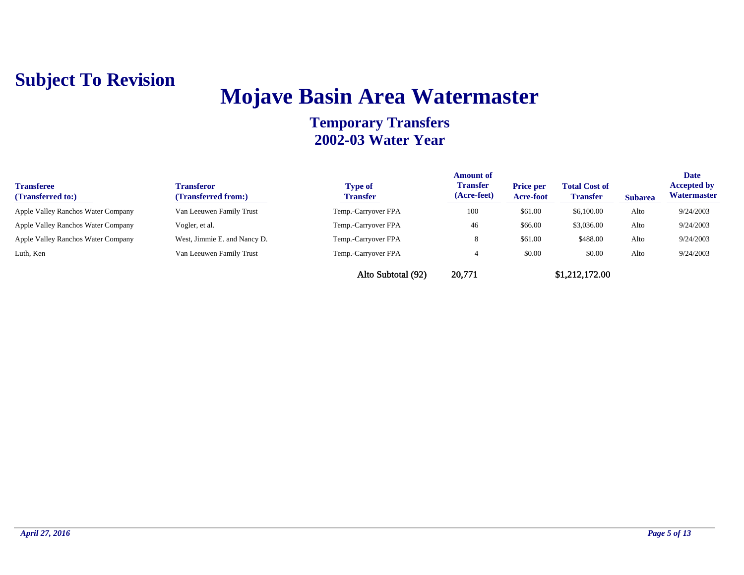**Subject To Revision**

# Mojave Basin Area Watermaster

## Temporary Transfers
## 2002-03 Water Year

| Transferee (Transferred to:) | Transferor (Transferred from:) | Type of Transfer | Amount of Transfer (Acre-feet) | Price per Acre-foot | Total Cost of Transfer | Subarea | Date Accepted by Watermaster |
|---|---|---|---|---|---|---|---|
| Apple Valley Ranchos Water Company | Van Leeuwen Family Trust | Temp.-Carryover FPA | 100 | $61.00 | $6,100.00 | Alto | 9/24/2003 |
| Apple Valley Ranchos Water Company | Vogler, et al. | Temp.-Carryover FPA | 46 | $66.00 | $3,036.00 | Alto | 9/24/2003 |
| Apple Valley Ranchos Water Company | West, Jimmie E. and Nancy D. | Temp.-Carryover FPA | 8 | $61.00 | $488.00 | Alto | 9/24/2003 |
| Luth, Ken | Van Leeuwen Family Trust | Temp.-Carryover FPA | 4 | $0.00 | $0.00 | Alto | 9/24/2003 |
| | | Alto Subtotal (92) | 20,771 | | $1,212,172.00 | | |

*April 27, 2016*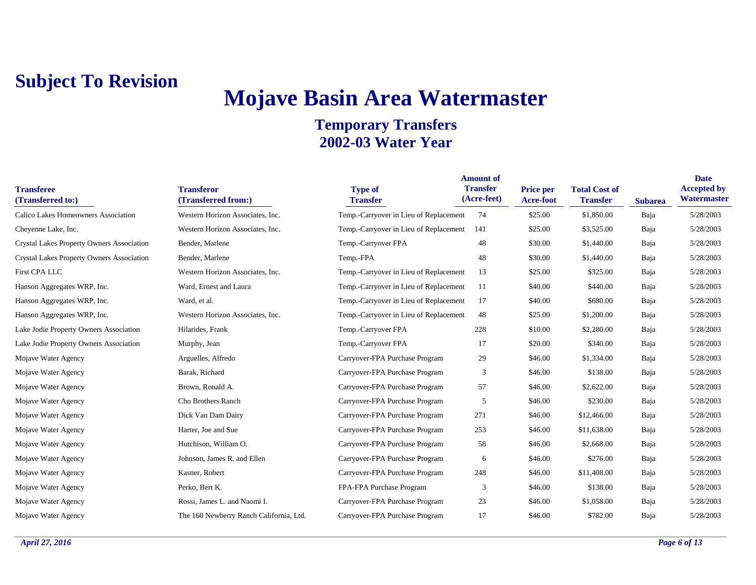**Subject To Revision**

# Mojave Basin Area Watermaster

## Temporary Transfers
## 2002-03 Water Year

| Transferee (Transferred to:) | Transferor (Transferred from:) | Type of Transfer | Amount of Transfer (Acre-feet) | Price per Acre-foot | Total Cost of Transfer | Subarea | Date Accepted by Watermaster |
|---|---|---|---|---|---|---|---|
| Calico Lakes Homeowners Association | Western Horizon Associates, Inc. | Temp.-Carryover in Lieu of Replacement | 74 | $25.00 | $1,850.00 | Baja | 5/28/2003 |
| Cheyenne Lake, Inc. | Western Horizon Associates, Inc. | Temp.-Carryover in Lieu of Replacement | 141 | $25.00 | $3,525.00 | Baja | 5/28/2003 |
| Crystal Lakes Property Owners Association | Bender, Marlene | Temp.-Carryover FPA | 48 | $30.00 | $1,440.00 | Baja | 5/28/2003 |
| Crystal Lakes Property Owners Association | Bender, Marlene | Temp.-FPA | 48 | $30.00 | $1,440.00 | Baja | 5/28/2003 |
| First CPA LLC | Western Horizon Associates, Inc. | Temp.-Carryover in Lieu of Replacement | 13 | $25.00 | $325.00 | Baja | 5/28/2003 |
| Hanson Aggregates WRP, Inc. | Ward, Ernest and Laura | Temp.-Carryover in Lieu of Replacement | 11 | $40.00 | $440.00 | Baja | 5/28/2003 |
| Hanson Aggregates WRP, Inc. | Ward, et al. | Temp.-Carryover in Lieu of Replacement | 17 | $40.00 | $680.00 | Baja | 5/28/2003 |
| Hanson Aggregates WRP, Inc. | Western Horizon Associates, Inc. | Temp.-Carryover in Lieu of Replacement | 48 | $25.00 | $1,200.00 | Baja | 5/28/2003 |
| Lake Jodie Property Owners Association | Hilarides, Frank | Temp.-Carryover FPA | 228 | $10.00 | $2,280.00 | Baja | 5/28/2003 |
| Lake Jodie Property Owners Association | Murphy, Jean | Temp.-Carryover FPA | 17 | $20.00 | $340.00 | Baja | 5/28/2003 |
| Mojave Water Agency | Arguelles, Alfredo | Carryover-FPA Purchase Program | 29 | $46.00 | $1,334.00 | Baja | 5/28/2003 |
| Mojave Water Agency | Barak, Richard | Carryover-FPA Purchase Program | 3 | $46.00 | $138.00 | Baja | 5/28/2003 |
| Mojave Water Agency | Brown, Ronald A. | Carryover-FPA Purchase Program | 57 | $46.00 | $2,622.00 | Baja | 5/28/2003 |
| Mojave Water Agency | Cho Brothers Ranch | Carryover-FPA Purchase Program | 5 | $46.00 | $230.00 | Baja | 5/28/2003 |
| Mojave Water Agency | Dick Van Dam Dairy | Carryover-FPA Purchase Program | 271 | $46.00 | $12,466.00 | Baja | 5/28/2003 |
| Mojave Water Agency | Harter, Joe and Sue | Carryover-FPA Purchase Program | 253 | $46.00 | $11,638.00 | Baja | 5/28/2003 |
| Mojave Water Agency | Hutchison, William O. | Carryover-FPA Purchase Program | 58 | $46.00 | $2,668.00 | Baja | 5/28/2003 |
| Mojave Water Agency | Johnson, James R. and Ellen | Carryover-FPA Purchase Program | 6 | $46.00 | $276.00 | Baja | 5/28/2003 |
| Mojave Water Agency | Kasner, Robert | Carryover-FPA Purchase Program | 248 | $46.00 | $11,408.00 | Baja | 5/28/2003 |
| Mojave Water Agency | Perko, Bert K. | FPA-FPA Purchase Program | 3 | $46.00 | $138.00 | Baja | 5/28/2003 |
| Mojave Water Agency | Rossi, James L. and Naomi I. | Carryover-FPA Purchase Program | 23 | $46.00 | $1,058.00 | Baja | 5/28/2003 |
| Mojave Water Agency | The 160 Newberry Ranch California, Ltd. | Carryover-FPA Purchase Program | 17 | $46.00 | $782.00 | Baja | 5/28/2003 |

*April 27, 2016*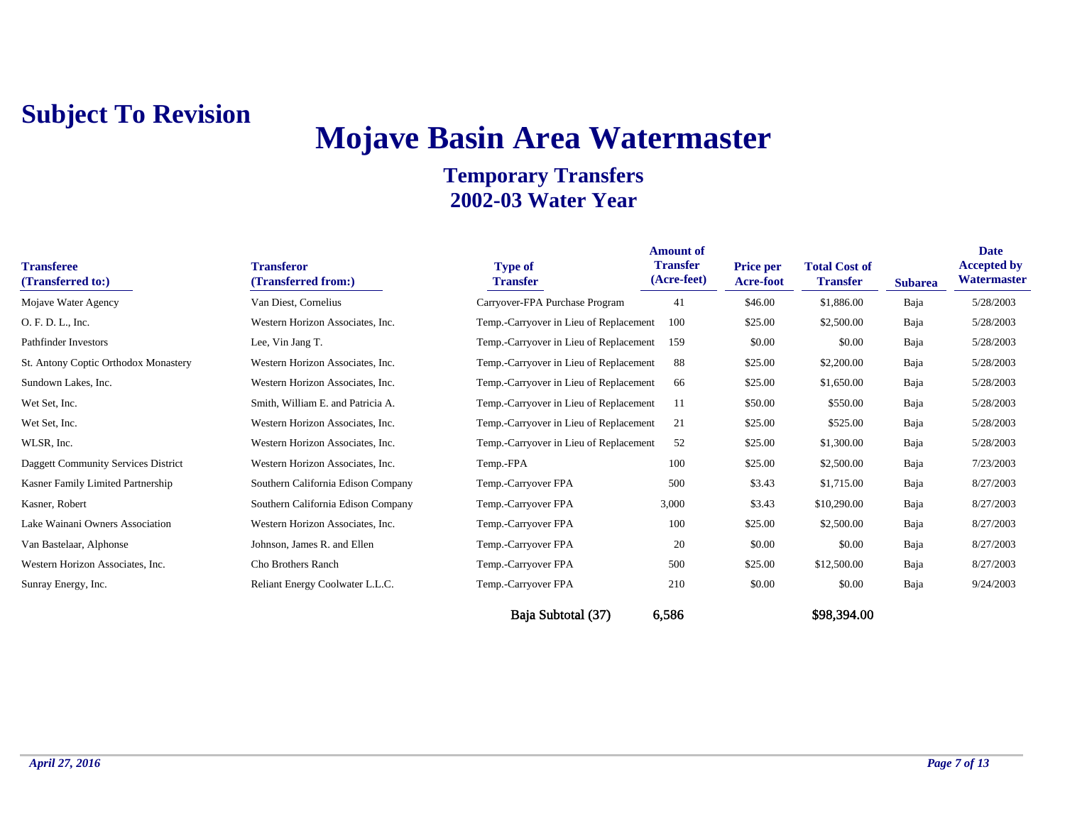**Subject To Revision**

# Mojave Basin Area Watermaster

## Temporary Transfers
## 2002-03 Water Year

| Transferee (Transferred to:) | Transferor (Transferred from:) | Type of Transfer | Amount of Transfer (Acre-feet) | Price per Acre-foot | Total Cost of Transfer | Subarea | Date Accepted by Watermaster |
|---|---|---|---|---|---|---|---|
| Mojave Water Agency | Van Diest, Cornelius | Carryover-FPA Purchase Program | 41 | $46.00 | $1,886.00 | Baja | 5/28/2003 |
| O. F. D. L., Inc. | Western Horizon Associates, Inc. | Temp.-Carryover in Lieu of Replacement | 100 | $25.00 | $2,500.00 | Baja | 5/28/2003 |
| Pathfinder Investors | Lee, Vin Jang T. | Temp.-Carryover in Lieu of Replacement | 159 | $0.00 | $0.00 | Baja | 5/28/2003 |
| St. Antony Coptic Orthodox Monastery | Western Horizon Associates, Inc. | Temp.-Carryover in Lieu of Replacement | 88 | $25.00 | $2,200.00 | Baja | 5/28/2003 |
| Sundown Lakes, Inc. | Western Horizon Associates, Inc. | Temp.-Carryover in Lieu of Replacement | 66 | $25.00 | $1,650.00 | Baja | 5/28/2003 |
| Wet Set, Inc. | Smith, William E. and Patricia A. | Temp.-Carryover in Lieu of Replacement | 11 | $50.00 | $550.00 | Baja | 5/28/2003 |
| Wet Set, Inc. | Western Horizon Associates, Inc. | Temp.-Carryover in Lieu of Replacement | 21 | $25.00 | $525.00 | Baja | 5/28/2003 |
| WLSR, Inc. | Western Horizon Associates, Inc. | Temp.-Carryover in Lieu of Replacement | 52 | $25.00 | $1,300.00 | Baja | 5/28/2003 |
| Daggett Community Services District | Western Horizon Associates, Inc. | Temp.-FPA | 100 | $25.00 | $2,500.00 | Baja | 7/23/2003 |
| Kasner Family Limited Partnership | Southern California Edison Company | Temp.-Carryover FPA | 500 | $3.43 | $1,715.00 | Baja | 8/27/2003 |
| Kasner, Robert | Southern California Edison Company | Temp.-Carryover FPA | 3,000 | $3.43 | $10,290.00 | Baja | 8/27/2003 |
| Lake Wainani Owners Association | Western Horizon Associates, Inc. | Temp.-Carryover FPA | 100 | $25.00 | $2,500.00 | Baja | 8/27/2003 |
| Van Bastelaar, Alphonse | Johnson, James R. and Ellen | Temp.-Carryover FPA | 20 | $0.00 | $0.00 | Baja | 8/27/2003 |
| Western Horizon Associates, Inc. | Cho Brothers Ranch | Temp.-Carryover FPA | 500 | $25.00 | $12,500.00 | Baja | 8/27/2003 |
| Sunray Energy, Inc. | Reliant Energy Coolwater L.L.C. | Temp.-Carryover FPA | 210 | $0.00 | $0.00 | Baja | 9/24/2003 |
| | | **Baja Subtotal (37)** | **6,586** | | **$98,394.00** | | |

*April 27, 2016*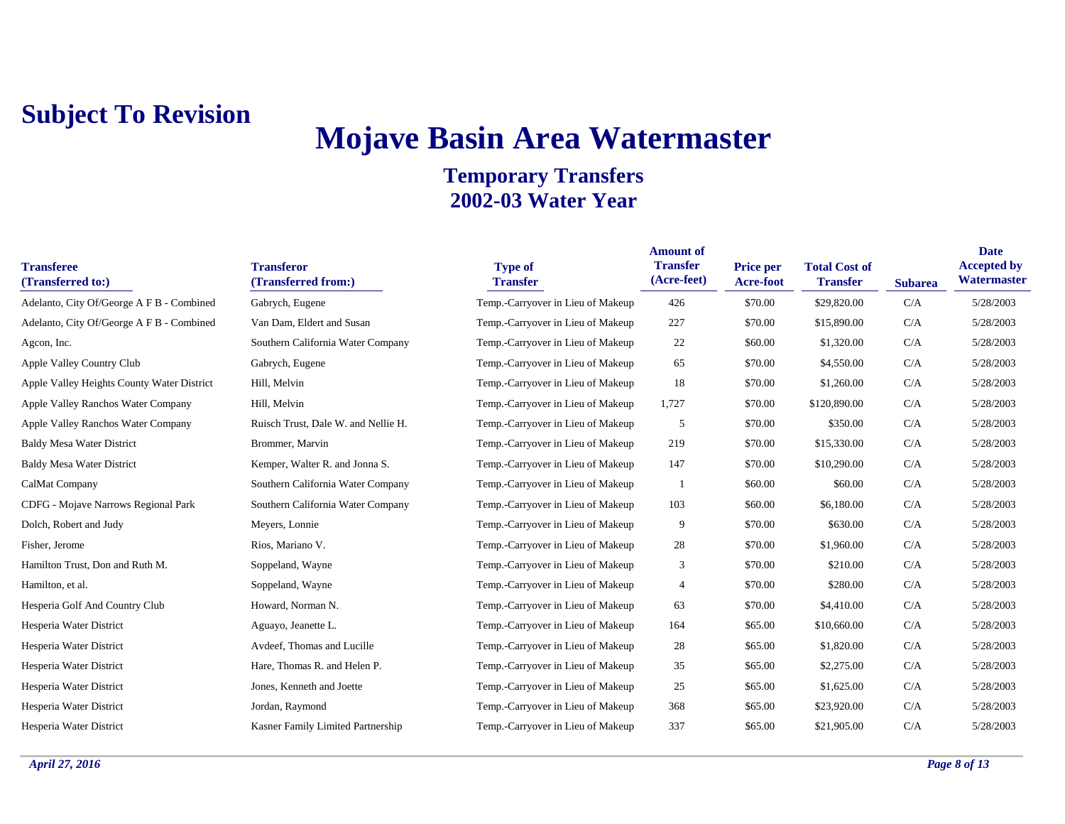**Subject To Revision**

# Mojave Basin Area Watermaster

## Temporary Transfers
## 2002-03 Water Year

| Transferee (Transferred to:) | Transferor (Transferred from:) | Type of Transfer | Amount of Transfer (Acre-feet) | Price per Acre-foot | Total Cost of Transfer | Subarea | Date Accepted by Watermaster |
|---|---|---|---|---|---|---|---|
| Adelanto, City Of/George A F B - Combined | Gabrych, Eugene | Temp.-Carryover in Lieu of Makeup | 426 | $70.00 | $29,820.00 | C/A | 5/28/2003 |
| Adelanto, City Of/George A F B - Combined | Van Dam, Eldert and Susan | Temp.-Carryover in Lieu of Makeup | 227 | $70.00 | $15,890.00 | C/A | 5/28/2003 |
| Agcon, Inc. | Southern California Water Company | Temp.-Carryover in Lieu of Makeup | 22 | $60.00 | $1,320.00 | C/A | 5/28/2003 |
| Apple Valley Country Club | Gabrych, Eugene | Temp.-Carryover in Lieu of Makeup | 65 | $70.00 | $4,550.00 | C/A | 5/28/2003 |
| Apple Valley Heights County Water District | Hill, Melvin | Temp.-Carryover in Lieu of Makeup | 18 | $70.00 | $1,260.00 | C/A | 5/28/2003 |
| Apple Valley Ranchos Water Company | Hill, Melvin | Temp.-Carryover in Lieu of Makeup | 1,727 | $70.00 | $120,890.00 | C/A | 5/28/2003 |
| Apple Valley Ranchos Water Company | Ruisch Trust, Dale W. and Nellie H. | Temp.-Carryover in Lieu of Makeup | 5 | $70.00 | $350.00 | C/A | 5/28/2003 |
| Baldy Mesa Water District | Brommer, Marvin | Temp.-Carryover in Lieu of Makeup | 219 | $70.00 | $15,330.00 | C/A | 5/28/2003 |
| Baldy Mesa Water District | Kemper, Walter R. and Jonna S. | Temp.-Carryover in Lieu of Makeup | 147 | $70.00 | $10,290.00 | C/A | 5/28/2003 |
| CalMat Company | Southern California Water Company | Temp.-Carryover in Lieu of Makeup | 1 | $60.00 | $60.00 | C/A | 5/28/2003 |
| CDFG - Mojave Narrows Regional Park | Southern California Water Company | Temp.-Carryover in Lieu of Makeup | 103 | $60.00 | $6,180.00 | C/A | 5/28/2003 |
| Dolch, Robert and Judy | Meyers, Lonnie | Temp.-Carryover in Lieu of Makeup | 9 | $70.00 | $630.00 | C/A | 5/28/2003 |
| Fisher, Jerome | Rios, Mariano V. | Temp.-Carryover in Lieu of Makeup | 28 | $70.00 | $1,960.00 | C/A | 5/28/2003 |
| Hamilton Trust, Don and Ruth M. | Soppeland, Wayne | Temp.-Carryover in Lieu of Makeup | 3 | $70.00 | $210.00 | C/A | 5/28/2003 |
| Hamilton, et al. | Soppeland, Wayne | Temp.-Carryover in Lieu of Makeup | 4 | $70.00 | $280.00 | C/A | 5/28/2003 |
| Hesperia Golf And Country Club | Howard, Norman N. | Temp.-Carryover in Lieu of Makeup | 63 | $70.00 | $4,410.00 | C/A | 5/28/2003 |
| Hesperia Water District | Aguayo, Jeanette L. | Temp.-Carryover in Lieu of Makeup | 164 | $65.00 | $10,660.00 | C/A | 5/28/2003 |
| Hesperia Water District | Avdeef, Thomas and Lucille | Temp.-Carryover in Lieu of Makeup | 28 | $65.00 | $1,820.00 | C/A | 5/28/2003 |
| Hesperia Water District | Hare, Thomas R. and Helen P. | Temp.-Carryover in Lieu of Makeup | 35 | $65.00 | $2,275.00 | C/A | 5/28/2003 |
| Hesperia Water District | Jones, Kenneth and Joette | Temp.-Carryover in Lieu of Makeup | 25 | $65.00 | $1,625.00 | C/A | 5/28/2003 |
| Hesperia Water District | Jordan, Raymond | Temp.-Carryover in Lieu of Makeup | 368 | $65.00 | $23,920.00 | C/A | 5/28/2003 |
| Hesperia Water District | Kasner Family Limited Partnership | Temp.-Carryover in Lieu of Makeup | 337 | $65.00 | $21,905.00 | C/A | 5/28/2003 |

*April 27, 2016*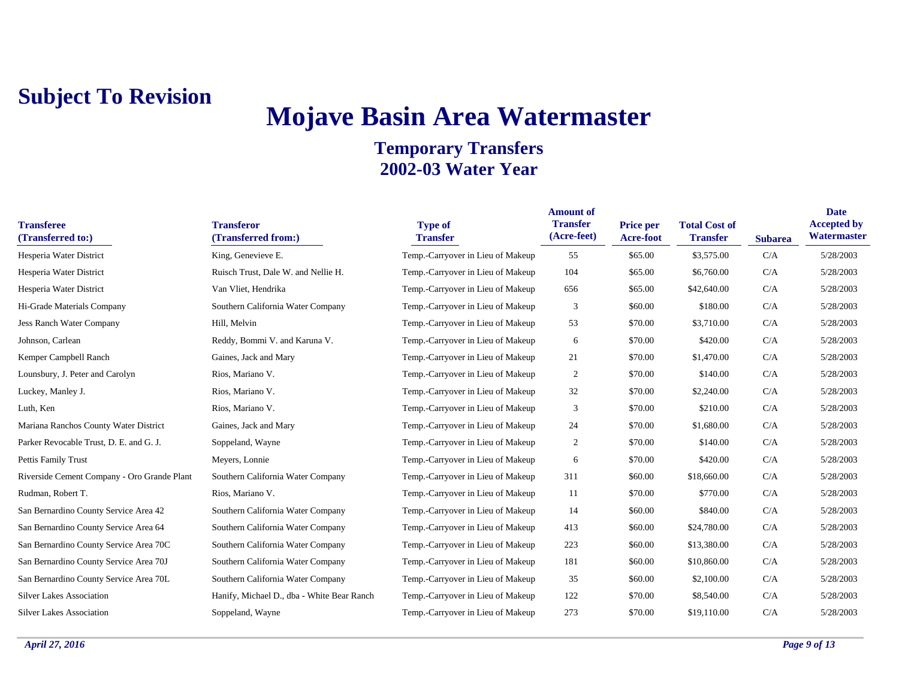**Subject To Revision**

# Mojave Basin Area Watermaster

## Temporary Transfers
## 2002-03 Water Year

| Transferee (Transferred to:) | Transferor (Transferred from:) | Type of Transfer | Amount of Transfer (Acre-feet) | Price per Acre-foot | Total Cost of Transfer | Subarea | Date Accepted by Watermaster |
|---|---|---|---|---|---|---|---|
| Hesperia Water District | King, Genevieve E. | Temp.-Carryover in Lieu of Makeup | 55 | $65.00 | $3,575.00 | C/A | 5/28/2003 |
| Hesperia Water District | Ruisch Trust, Dale W. and Nellie H. | Temp.-Carryover in Lieu of Makeup | 104 | $65.00 | $6,760.00 | C/A | 5/28/2003 |
| Hesperia Water District | Van Vliet, Hendrika | Temp.-Carryover in Lieu of Makeup | 656 | $65.00 | $42,640.00 | C/A | 5/28/2003 |
| Hi-Grade Materials Company | Southern California Water Company | Temp.-Carryover in Lieu of Makeup | 3 | $60.00 | $180.00 | C/A | 5/28/2003 |
| Jess Ranch Water Company | Hill, Melvin | Temp.-Carryover in Lieu of Makeup | 53 | $70.00 | $3,710.00 | C/A | 5/28/2003 |
| Johnson, Carlean | Reddy, Bommi V. and Karuna V. | Temp.-Carryover in Lieu of Makeup | 6 | $70.00 | $420.00 | C/A | 5/28/2003 |
| Kemper Campbell Ranch | Gaines, Jack and Mary | Temp.-Carryover in Lieu of Makeup | 21 | $70.00 | $1,470.00 | C/A | 5/28/2003 |
| Lounsbury, J. Peter and Carolyn | Rios, Mariano V. | Temp.-Carryover in Lieu of Makeup | 2 | $70.00 | $140.00 | C/A | 5/28/2003 |
| Luckey, Manley J. | Rios, Mariano V. | Temp.-Carryover in Lieu of Makeup | 32 | $70.00 | $2,240.00 | C/A | 5/28/2003 |
| Luth, Ken | Rios, Mariano V. | Temp.-Carryover in Lieu of Makeup | 3 | $70.00 | $210.00 | C/A | 5/28/2003 |
| Mariana Ranchos County Water District | Gaines, Jack and Mary | Temp.-Carryover in Lieu of Makeup | 24 | $70.00 | $1,680.00 | C/A | 5/28/2003 |
| Parker Revocable Trust, D. E. and G. J. | Soppeland, Wayne | Temp.-Carryover in Lieu of Makeup | 2 | $70.00 | $140.00 | C/A | 5/28/2003 |
| Pettis Family Trust | Meyers, Lonnie | Temp.-Carryover in Lieu of Makeup | 6 | $70.00 | $420.00 | C/A | 5/28/2003 |
| Riverside Cement Company - Oro Grande Plant | Southern California Water Company | Temp.-Carryover in Lieu of Makeup | 311 | $60.00 | $18,660.00 | C/A | 5/28/2003 |
| Rudman, Robert T. | Rios, Mariano V. | Temp.-Carryover in Lieu of Makeup | 11 | $70.00 | $770.00 | C/A | 5/28/2003 |
| San Bernardino County Service Area 42 | Southern California Water Company | Temp.-Carryover in Lieu of Makeup | 14 | $60.00 | $840.00 | C/A | 5/28/2003 |
| San Bernardino County Service Area 64 | Southern California Water Company | Temp.-Carryover in Lieu of Makeup | 413 | $60.00 | $24,780.00 | C/A | 5/28/2003 |
| San Bernardino County Service Area 70C | Southern California Water Company | Temp.-Carryover in Lieu of Makeup | 223 | $60.00 | $13,380.00 | C/A | 5/28/2003 |
| San Bernardino County Service Area 70J | Southern California Water Company | Temp.-Carryover in Lieu of Makeup | 181 | $60.00 | $10,860.00 | C/A | 5/28/2003 |
| San Bernardino County Service Area 70L | Southern California Water Company | Temp.-Carryover in Lieu of Makeup | 35 | $60.00 | $2,100.00 | C/A | 5/28/2003 |
| Silver Lakes Association | Hanify, Michael D., dba - White Bear Ranch | Temp.-Carryover in Lieu of Makeup | 122 | $70.00 | $8,540.00 | C/A | 5/28/2003 |
| Silver Lakes Association | Soppeland, Wayne | Temp.-Carryover in Lieu of Makeup | 273 | $70.00 | $19,110.00 | C/A | 5/28/2003 |

*April 27, 2016*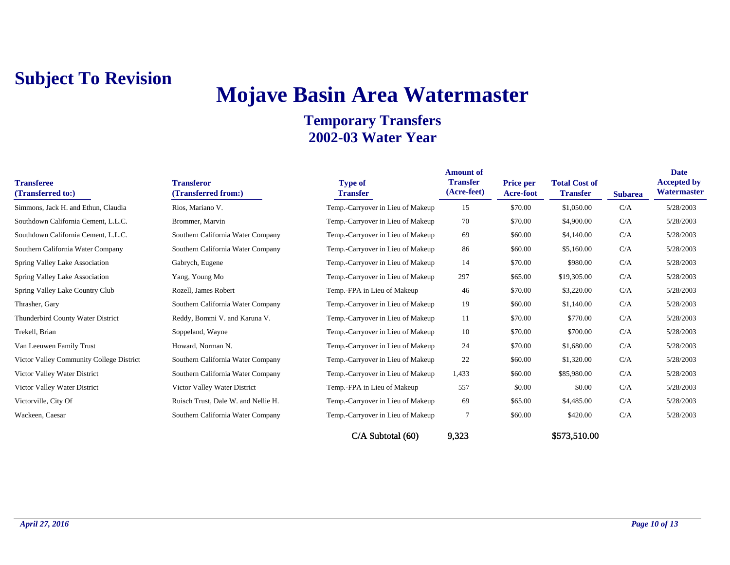**Subject To Revision**

# Mojave Basin Area Watermaster

## Temporary Transfers
## 2002-03 Water Year

| Transferee (Transferred to:) | Transferor (Transferred from:) | Type of Transfer | Amount of Transfer (Acre-feet) | Price per Acre-foot | Total Cost of Transfer | Subarea | Date Accepted by Watermaster |
|---|---|---|---|---|---|---|---|
| Simmons, Jack H. and Ethun, Claudia | Rios, Mariano V. | Temp.-Carryover in Lieu of Makeup | 15 | $70.00 | $1,050.00 | C/A | 5/28/2003 |
| Southdown California Cement, L.L.C. | Brommer, Marvin | Temp.-Carryover in Lieu of Makeup | 70 | $70.00 | $4,900.00 | C/A | 5/28/2003 |
| Southdown California Cement, L.L.C. | Southern California Water Company | Temp.-Carryover in Lieu of Makeup | 69 | $60.00 | $4,140.00 | C/A | 5/28/2003 |
| Southern California Water Company | Southern California Water Company | Temp.-Carryover in Lieu of Makeup | 86 | $60.00 | $5,160.00 | C/A | 5/28/2003 |
| Spring Valley Lake Association | Gabrych, Eugene | Temp.-Carryover in Lieu of Makeup | 14 | $70.00 | $980.00 | C/A | 5/28/2003 |
| Spring Valley Lake Association | Yang, Young Mo | Temp.-Carryover in Lieu of Makeup | 297 | $65.00 | $19,305.00 | C/A | 5/28/2003 |
| Spring Valley Lake Country Club | Rozell, James Robert | Temp.-FPA in Lieu of Makeup | 46 | $70.00 | $3,220.00 | C/A | 5/28/2003 |
| Thrasher, Gary | Southern California Water Company | Temp.-Carryover in Lieu of Makeup | 19 | $60.00 | $1,140.00 | C/A | 5/28/2003 |
| Thunderbird County Water District | Reddy, Bommi V. and Karuna V. | Temp.-Carryover in Lieu of Makeup | 11 | $70.00 | $770.00 | C/A | 5/28/2003 |
| Trekell, Brian | Soppeland, Wayne | Temp.-Carryover in Lieu of Makeup | 10 | $70.00 | $700.00 | C/A | 5/28/2003 |
| Van Leeuwen Family Trust | Howard, Norman N. | Temp.-Carryover in Lieu of Makeup | 24 | $70.00 | $1,680.00 | C/A | 5/28/2003 |
| Victor Valley Community College District | Southern California Water Company | Temp.-Carryover in Lieu of Makeup | 22 | $60.00 | $1,320.00 | C/A | 5/28/2003 |
| Victor Valley Water District | Southern California Water Company | Temp.-Carryover in Lieu of Makeup | 1,433 | $60.00 | $85,980.00 | C/A | 5/28/2003 |
| Victor Valley Water District | Victor Valley Water District | Temp.-FPA in Lieu of Makeup | 557 | $0.00 | $0.00 | C/A | 5/28/2003 |
| Victorville, City Of | Ruisch Trust, Dale W. and Nellie H. | Temp.-Carryover in Lieu of Makeup | 69 | $65.00 | $4,485.00 | C/A | 5/28/2003 |
| Wackeen, Caesar | Southern California Water Company | Temp.-Carryover in Lieu of Makeup | 7 | $60.00 | $420.00 | C/A | 5/28/2003 |
| | | C/A Subtotal (60) | 9,323 | | $573,510.00 | | |

*April 27, 2016*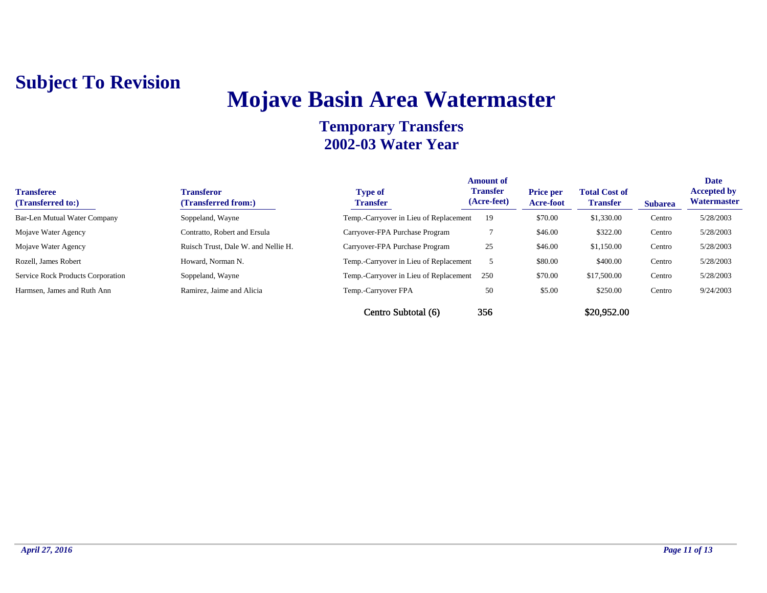**Subject To Revision**

# Mojave Basin Area Watermaster

## Temporary Transfers
## 2002-03 Water Year

| Transferee (Transferred to:) | Transferor (Transferred from:) | Type of Transfer | Amount of Transfer (Acre-feet) | Price per Acre-foot | Total Cost of Transfer | Subarea | Date Accepted by Watermaster |
|---|---|---|---|---|---|---|---|
| Bar-Len Mutual Water Company | Soppeland, Wayne | Temp.-Carryover in Lieu of Replacement | 19 | $70.00 | $1,330.00 | Centro | 5/28/2003 |
| Mojave Water Agency | Contratto, Robert and Ersula | Carryover-FPA Purchase Program | 7 | $46.00 | $322.00 | Centro | 5/28/2003 |
| Mojave Water Agency | Ruisch Trust, Dale W. and Nellie H. | Carryover-FPA Purchase Program | 25 | $46.00 | $1,150.00 | Centro | 5/28/2003 |
| Rozell, James Robert | Howard, Norman N. | Temp.-Carryover in Lieu of Replacement | 5 | $80.00 | $400.00 | Centro | 5/28/2003 |
| Service Rock Products Corporation | Soppeland, Wayne | Temp.-Carryover in Lieu of Replacement | 250 | $70.00 | $17,500.00 | Centro | 5/28/2003 |
| Harmsen, James and Ruth Ann | Ramirez, Jaime and Alicia | Temp.-Carryover FPA | 50 | $5.00 | $250.00 | Centro | 9/24/2003 |
| | | Centro Subtotal (6) | 356 | | $20,952.00 | | |

*April 27, 2016*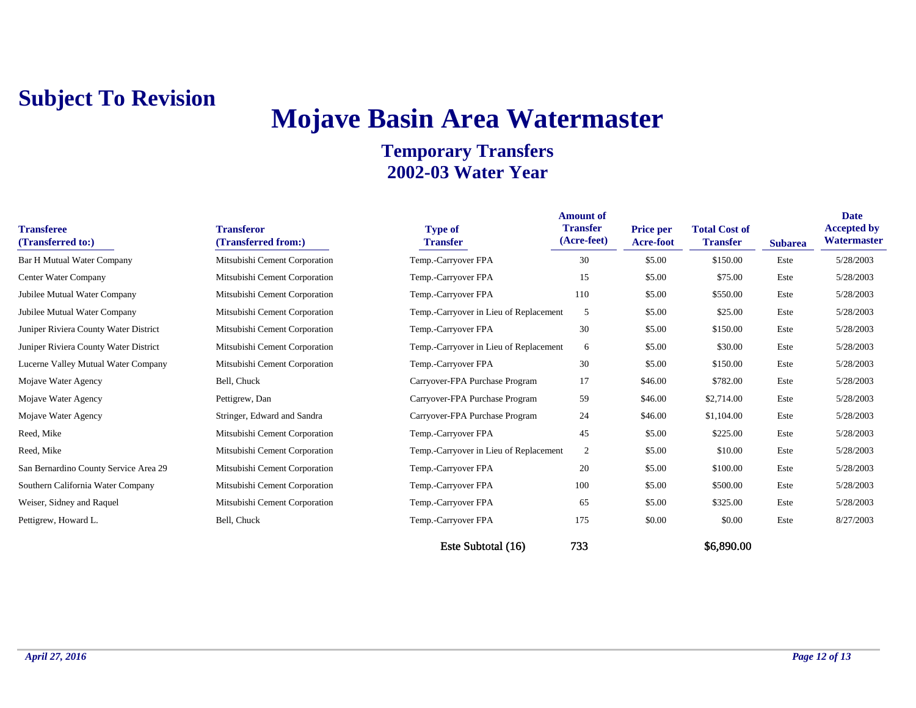**Subject To Revision**

# Mojave Basin Area Watermaster

## Temporary Transfers
## 2002-03 Water Year

| Transferee (Transferred to:) | Transferor (Transferred from:) | Type of Transfer | Amount of Transfer (Acre-feet) | Price per Acre-foot | Total Cost of Transfer | Subarea | Date Accepted by Watermaster |
|---|---|---|---|---|---|---|---|
| Bar H Mutual Water Company | Mitsubishi Cement Corporation | Temp.-Carryover FPA | 30 | $5.00 | $150.00 | Este | 5/28/2003 |
| Center Water Company | Mitsubishi Cement Corporation | Temp.-Carryover FPA | 15 | $5.00 | $75.00 | Este | 5/28/2003 |
| Jubilee Mutual Water Company | Mitsubishi Cement Corporation | Temp.-Carryover FPA | 110 | $5.00 | $550.00 | Este | 5/28/2003 |
| Jubilee Mutual Water Company | Mitsubishi Cement Corporation | Temp.-Carryover in Lieu of Replacement | 5 | $5.00 | $25.00 | Este | 5/28/2003 |
| Juniper Riviera County Water District | Mitsubishi Cement Corporation | Temp.-Carryover FPA | 30 | $5.00 | $150.00 | Este | 5/28/2003 |
| Juniper Riviera County Water District | Mitsubishi Cement Corporation | Temp.-Carryover in Lieu of Replacement | 6 | $5.00 | $30.00 | Este | 5/28/2003 |
| Lucerne Valley Mutual Water Company | Mitsubishi Cement Corporation | Temp.-Carryover FPA | 30 | $5.00 | $150.00 | Este | 5/28/2003 |
| Mojave Water Agency | Bell, Chuck | Carryover-FPA Purchase Program | 17 | $46.00 | $782.00 | Este | 5/28/2003 |
| Mojave Water Agency | Pettigrew, Dan | Carryover-FPA Purchase Program | 59 | $46.00 | $2,714.00 | Este | 5/28/2003 |
| Mojave Water Agency | Stringer, Edward and Sandra | Carryover-FPA Purchase Program | 24 | $46.00 | $1,104.00 | Este | 5/28/2003 |
| Reed, Mike | Mitsubishi Cement Corporation | Temp.-Carryover FPA | 45 | $5.00 | $225.00 | Este | 5/28/2003 |
| Reed, Mike | Mitsubishi Cement Corporation | Temp.-Carryover in Lieu of Replacement | 2 | $5.00 | $10.00 | Este | 5/28/2003 |
| San Bernardino County Service Area 29 | Mitsubishi Cement Corporation | Temp.-Carryover FPA | 20 | $5.00 | $100.00 | Este | 5/28/2003 |
| Southern California Water Company | Mitsubishi Cement Corporation | Temp.-Carryover FPA | 100 | $5.00 | $500.00 | Este | 5/28/2003 |
| Weiser, Sidney and Raquel | Mitsubishi Cement Corporation | Temp.-Carryover FPA | 65 | $5.00 | $325.00 | Este | 5/28/2003 |
| Pettigrew, Howard L. | Bell, Chuck | Temp.-Carryover FPA | 175 | $0.00 | $0.00 | Este | 8/27/2003 |
| | | Este Subtotal (16) | 733 | | $6,890.00 | | |

*April 27, 2016*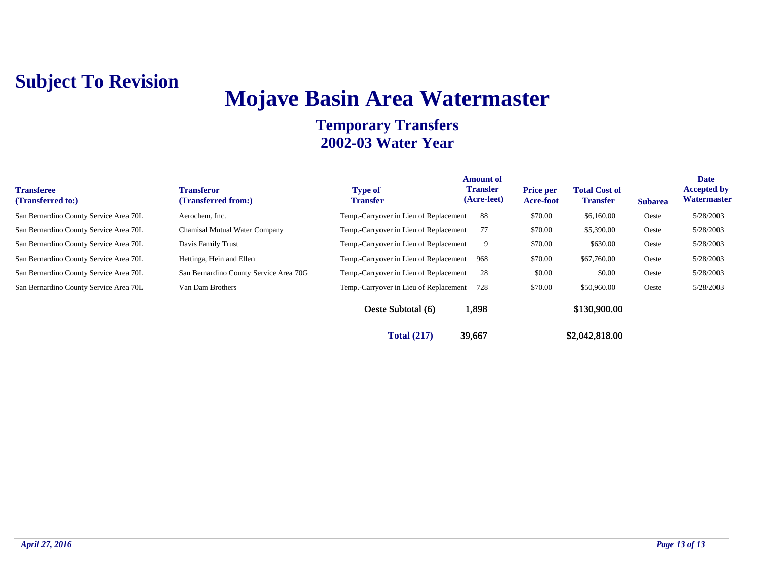**Subject To Revision**

# Mojave Basin Area Watermaster

## Temporary Transfers
## 2002-03 Water Year

| Transferee (Transferred to:) | Transferor (Transferred from:) | Type of Transfer | Amount of Transfer (Acre-feet) | Price per Acre-foot | Total Cost of Transfer | Subarea | Date Accepted by Watermaster |
|---|---|---|---|---|---|---|---|
| San Bernardino County Service Area 70L | Aerochem, Inc. | Temp.-Carryover in Lieu of Replacement | 88 | $70.00 | $6,160.00 | Oeste | 5/28/2003 |
| San Bernardino County Service Area 70L | Chamisal Mutual Water Company | Temp.-Carryover in Lieu of Replacement | 77 | $70.00 | $5,390.00 | Oeste | 5/28/2003 |
| San Bernardino County Service Area 70L | Davis Family Trust | Temp.-Carryover in Lieu of Replacement | 9 | $70.00 | $630.00 | Oeste | 5/28/2003 |
| San Bernardino County Service Area 70L | Hettinga, Hein and Ellen | Temp.-Carryover in Lieu of Replacement | 968 | $70.00 | $67,760.00 | Oeste | 5/28/2003 |
| San Bernardino County Service Area 70L | San Bernardino County Service Area 70G | Temp.-Carryover in Lieu of Replacement | 28 | $0.00 | $0.00 | Oeste | 5/28/2003 |
| San Bernardino County Service Area 70L | Van Dam Brothers | Temp.-Carryover in Lieu of Replacement | 728 | $70.00 | $50,960.00 | Oeste | 5/28/2003 |
| | | Oeste Subtotal (6) | 1,898 | | $130,900.00 | | |
| | | **Total (217)** | 39,667 | | $2,042,818.00 | | |

*April 27, 2016*